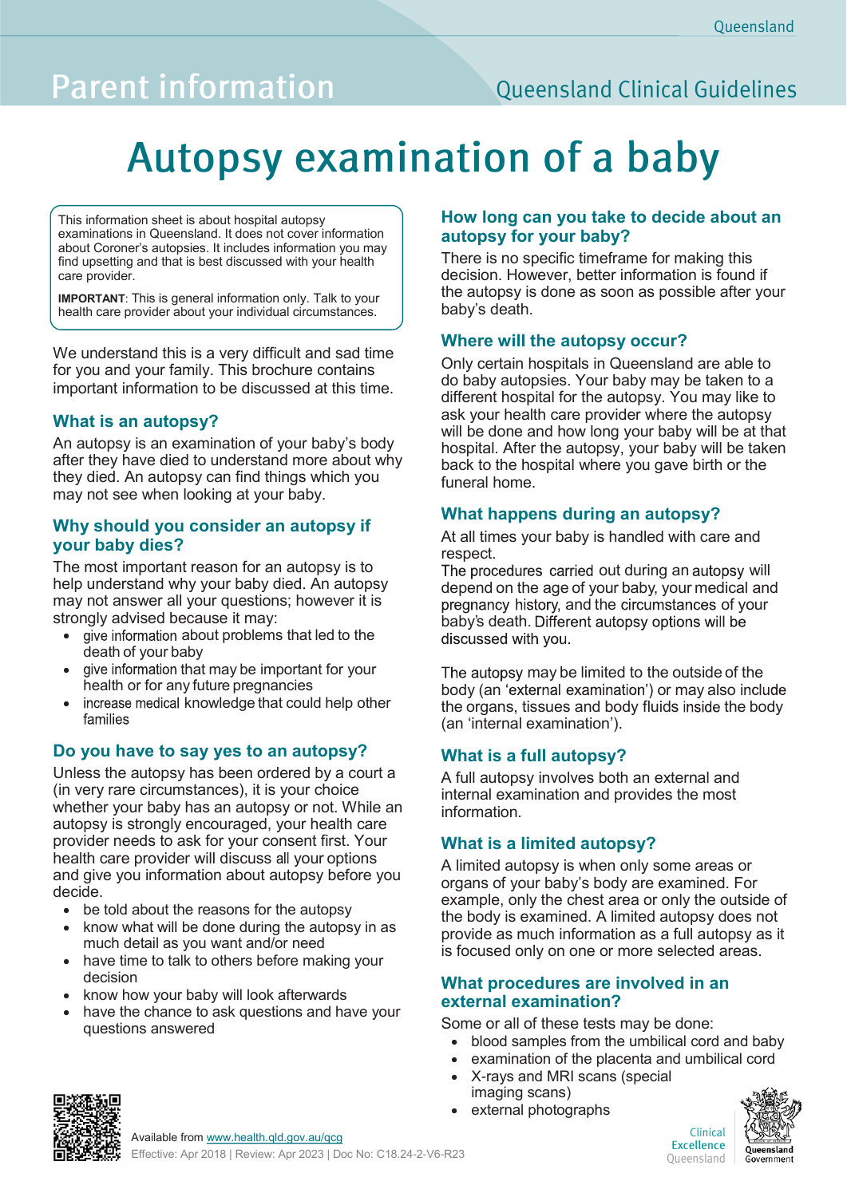Parent information

Queensland Clinical Guidelines

# Autopsy examination of a baby

This information sheet is about hospital autopsy examinations in Queensland. It does not cover information about Coroner's autopsies. It includes information you may find upsetting and that is best discussed with your health care provider.

**IMPORTANT**: This is general information only. Talk to your health care provider about your individual circumstances.

We understand this is a very difficult and sad time for you and your family. This brochure contains important information to be discussed at this time.

## What is an autopsy?

An autopsy is an examination of your baby's body after they have died to understand more about why they died. An autopsy can find things which you may not see when looking at your baby.

## Why should you consider an autopsy if your baby dies?

The most important reason for an autopsy is to help understand why your baby died. An autopsy may not answer all your questions; however it is strongly advised because it may:

- give information about problems that led to the death of your baby
- give information that may be important for your health or for any future pregnancies
- increase medical knowledge that could help other families

## Do you have to say yes to an autopsy?

Unless the autopsy has been ordered by a court a (in very rare circumstances), it is your choice whether your baby has an autopsy or not. While an autopsy is strongly encouraged, your health care provider needs to ask for your consent first. Your health care provider will discuss all your options and give you information about autopsy before you decide.

- be told about the reasons for the autopsy
- know what will be done during the autopsy in as much detail as you want and/or need
- have time to talk to others before making your decision
- know how your baby will look afterwards
- have the chance to ask questions and have your questions answered

## How long can you take to decide about an autopsy for your baby?

There is no specific timeframe for making this decision. However, better information is found if the autopsy is done as soon as possible after your baby's death.

## Where will the autopsy occur?

Only certain hospitals in Queensland are able to do baby autopsies. Your baby may be taken to a different hospital for the autopsy. You may like to ask your health care provider where the autopsy will be done and how long your baby will be at that hospital. After the autopsy, your baby will be taken back to the hospital where you gave birth or the funeral home.

## What happens during an autopsy?

At all times your baby is handled with care and respect.
The procedures carried out during an autopsy will depend on the age of your baby, your medical and pregnancy history, and the circumstances of your baby's death. Different autopsy options will be discussed with you.

The autopsy may be limited to the outside of the body (an 'external examination') or may also include the organs, tissues and body fluids inside the body (an 'internal examination').

## What is a full autopsy?

A full autopsy involves both an external and internal examination and provides the most information.

## What is a limited autopsy?

A limited autopsy is when only some areas or organs of your baby's body are examined. For example, only the chest area or only the outside of the body is examined. A limited autopsy does not provide as much information as a full autopsy as it is focused only on one or more selected areas.

## What procedures are involved in an external examination?

Some or all of these tests may be done:

- blood samples from the umbilical cord and baby
- examination of the placenta and umbilical cord
- X-rays and MRI scans (special imaging scans)
- external photographs

Available from www.health.qld.gov.au/qcg
Effective: Apr 2018 | Review: Apr 2023 | Doc No: C18.24-2-V6-R23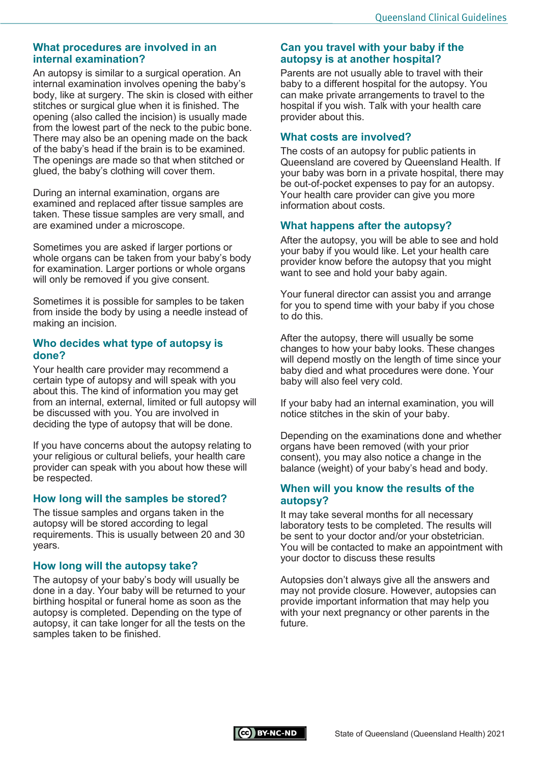## What procedures are involved in an internal examination?

An autopsy is similar to a surgical operation. An internal examination involves opening the baby's body, like at surgery. The skin is closed with either stitches or surgical glue when it is finished. The opening (also called the incision) is usually made from the lowest part of the neck to the pubic bone. There may also be an opening made on the back of the baby's head if the brain is to be examined. The openings are made so that when stitched or glued, the baby's clothing will cover them.

During an internal examination, organs are examined and replaced after tissue samples are taken. These tissue samples are very small, and are examined under a microscope.

Sometimes you are asked if larger portions or whole organs can be taken from your baby's body for examination. Larger portions or whole organs will only be removed if you give consent.

Sometimes it is possible for samples to be taken from inside the body by using a needle instead of making an incision.

## Who decides what type of autopsy is done?

Your health care provider may recommend a certain type of autopsy and will speak with you about this. The kind of information you may get from an internal, external, limited or full autopsy will be discussed with you. You are involved in deciding the type of autopsy that will be done.

If you have concerns about the autopsy relating to your religious or cultural beliefs, your health care provider can speak with you about how these will be respected.

## How long will the samples be stored?

The tissue samples and organs taken in the autopsy will be stored according to legal requirements. This is usually between 20 and 30 years.

## How long will the autopsy take?

The autopsy of your baby's body will usually be done in a day. Your baby will be returned to your birthing hospital or funeral home as soon as the autopsy is completed. Depending on the type of autopsy, it can take longer for all the tests on the samples taken to be finished.

## Can you travel with your baby if the autopsy is at another hospital?

Parents are not usually able to travel with their baby to a different hospital for the autopsy. You can make private arrangements to travel to the hospital if you wish. Talk with your health care provider about this.

## What costs are involved?

The costs of an autopsy for public patients in Queensland are covered by Queensland Health. If your baby was born in a private hospital, there may be out-of-pocket expenses to pay for an autopsy. Your health care provider can give you more information about costs.

## What happens after the autopsy?

After the autopsy, you will be able to see and hold your baby if you would like. Let your health care provider know before the autopsy that you might want to see and hold your baby again.

Your funeral director can assist you and arrange for you to spend time with your baby if you chose to do this.

After the autopsy, there will usually be some changes to how your baby looks. These changes will depend mostly on the length of time since your baby died and what procedures were done. Your baby will also feel very cold.

If your baby had an internal examination, you will notice stitches in the skin of your baby.

Depending on the examinations done and whether organs have been removed (with your prior consent), you may also notice a change in the balance (weight) of your baby's head and body.

## When will you know the results of the autopsy?

It may take several months for all necessary laboratory tests to be completed. The results will be sent to your doctor and/or your obstetrician. You will be contacted to make an appointment with your doctor to discuss these results

Autopsies don't always give all the answers and may not provide closure. However, autopsies can provide important information that may help you with your next pregnancy or other parents in the future.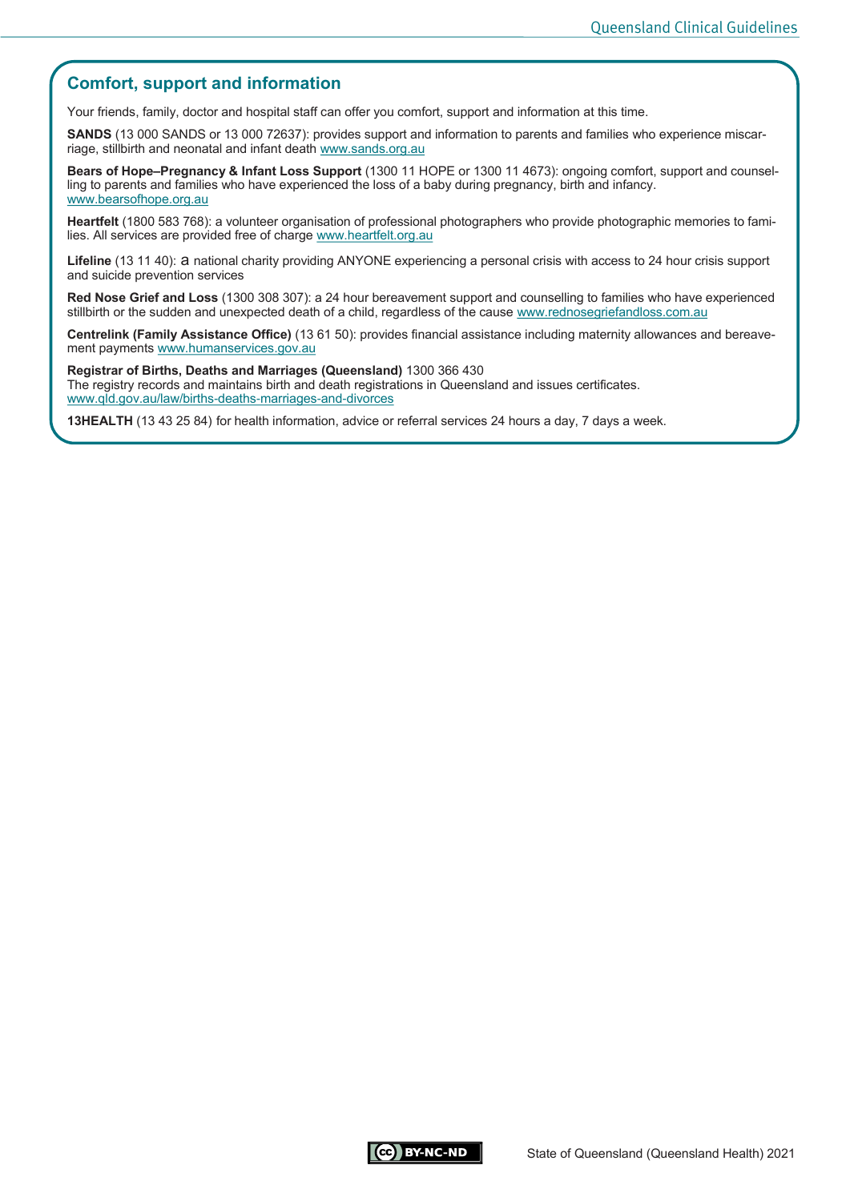## Comfort, support and information

Your friends, family, doctor and hospital staff can offer you comfort, support and information at this time.

**SANDS** (13 000 SANDS or 13 000 72637): provides support and information to parents and families who experience miscarriage, stillbirth and neonatal and infant death www.sands.org.au

**Bears of Hope–Pregnancy & Infant Loss Support** (1300 11 HOPE or 1300 11 4673): ongoing comfort, support and counselling to parents and families who have experienced the loss of a baby during pregnancy, birth and infancy. www.bearsofhope.org.au

**Heartfelt** (1800 583 768): a volunteer organisation of professional photographers who provide photographic memories to families. All services are provided free of charge www.heartfelt.org.au

**Lifeline** (13 11 40): a national charity providing ANYONE experiencing a personal crisis with access to 24 hour crisis support and suicide prevention services

**Red Nose Grief and Loss** (1300 308 307): a 24 hour bereavement support and counselling to families who have experienced stillbirth or the sudden and unexpected death of a child, regardless of the cause www.rednosegriefandloss.com.au

**Centrelink (Family Assistance Office)** (13 61 50): provides financial assistance including maternity allowances and bereavement payments www.humanservices.gov.au

**Registrar of Births, Deaths and Marriages (Queensland)** 1300 366 430
The registry records and maintains birth and death registrations in Queensland and issues certificates.
www.qld.gov.au/law/births-deaths-marriages-and-divorces

**13HEALTH** (13 43 25 84) for health information, advice or referral services 24 hours a day, 7 days a week.

BY-NC-ND State of Queensland (Queensland Health) 2021